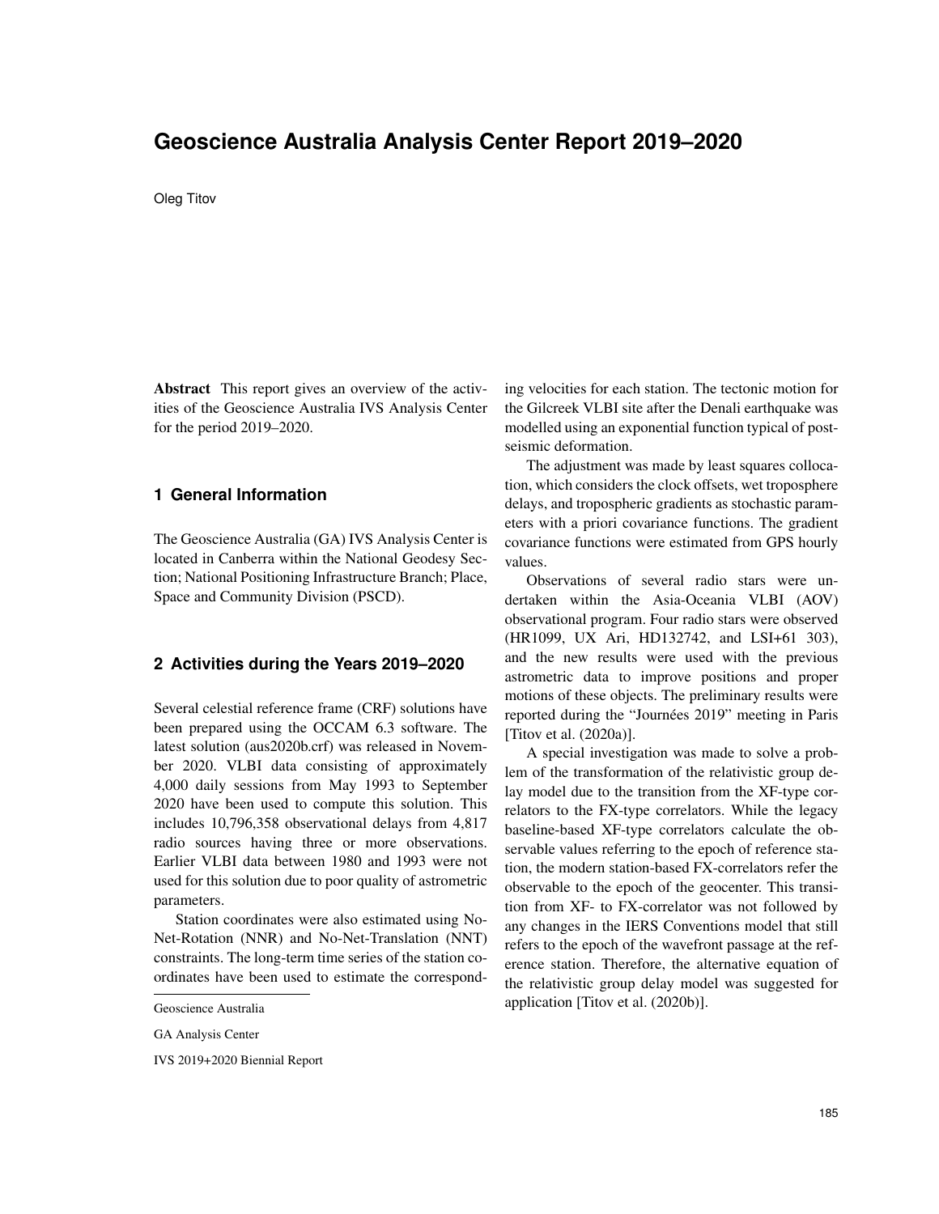# Geoscience Australia Analysis Center Report 2019–2020

Oleg Titov

**Abstract** This report gives an overview of the activities of the Geoscience Australia IVS Analysis Center for the period 2019–2020.

## 1 General Information

The Geoscience Australia (GA) IVS Analysis Center is located in Canberra within the National Geodesy Section; National Positioning Infrastructure Branch; Place, Space and Community Division (PSCD).

## 2 Activities during the Years 2019–2020

Several celestial reference frame (CRF) solutions have been prepared using the OCCAM 6.3 software. The latest solution (aus2020b.crf) was released in November 2020. VLBI data consisting of approximately 4,000 daily sessions from May 1993 to September 2020 have been used to compute this solution. This includes 10,796,358 observational delays from 4,817 radio sources having three or more observations. Earlier VLBI data between 1980 and 1993 were not used for this solution due to poor quality of astrometric parameters.

Station coordinates were also estimated using No-Net-Rotation (NNR) and No-Net-Translation (NNT) constraints. The long-term time series of the station coordinates have been used to estimate the corresponding velocities for each station. The tectonic motion for the Gilcreek VLBI site after the Denali earthquake was modelled using an exponential function typical of post-seismic deformation.

The adjustment was made by least squares collocation, which considers the clock offsets, wet troposphere delays, and tropospheric gradients as stochastic parameters with a priori covariance functions. The gradient covariance functions were estimated from GPS hourly values.

Observations of several radio stars were undertaken within the Asia-Oceania VLBI (AOV) observational program. Four radio stars were observed (HR1099, UX Ari, HD132742, and LSI+61 303), and the new results were used with the previous astrometric data to improve positions and proper motions of these objects. The preliminary results were reported during the "Journées 2019" meeting in Paris [Titov et al. (2020a)].

A special investigation was made to solve a problem of the transformation of the relativistic group delay model due to the transition from the XF-type correlators to the FX-type correlators. While the legacy baseline-based XF-type correlators calculate the observable values referring to the epoch of reference station, the modern station-based FX-correlators refer the observable to the epoch of the geocenter. This transition from XF- to FX-correlator was not followed by any changes in the IERS Conventions model that still refers to the epoch of the wavefront passage at the reference station. Therefore, the alternative equation of the relativistic group delay model was suggested for application [Titov et al. (2020b)].

Geoscience Australia

GA Analysis Center

IVS 2019+2020 Biennial Report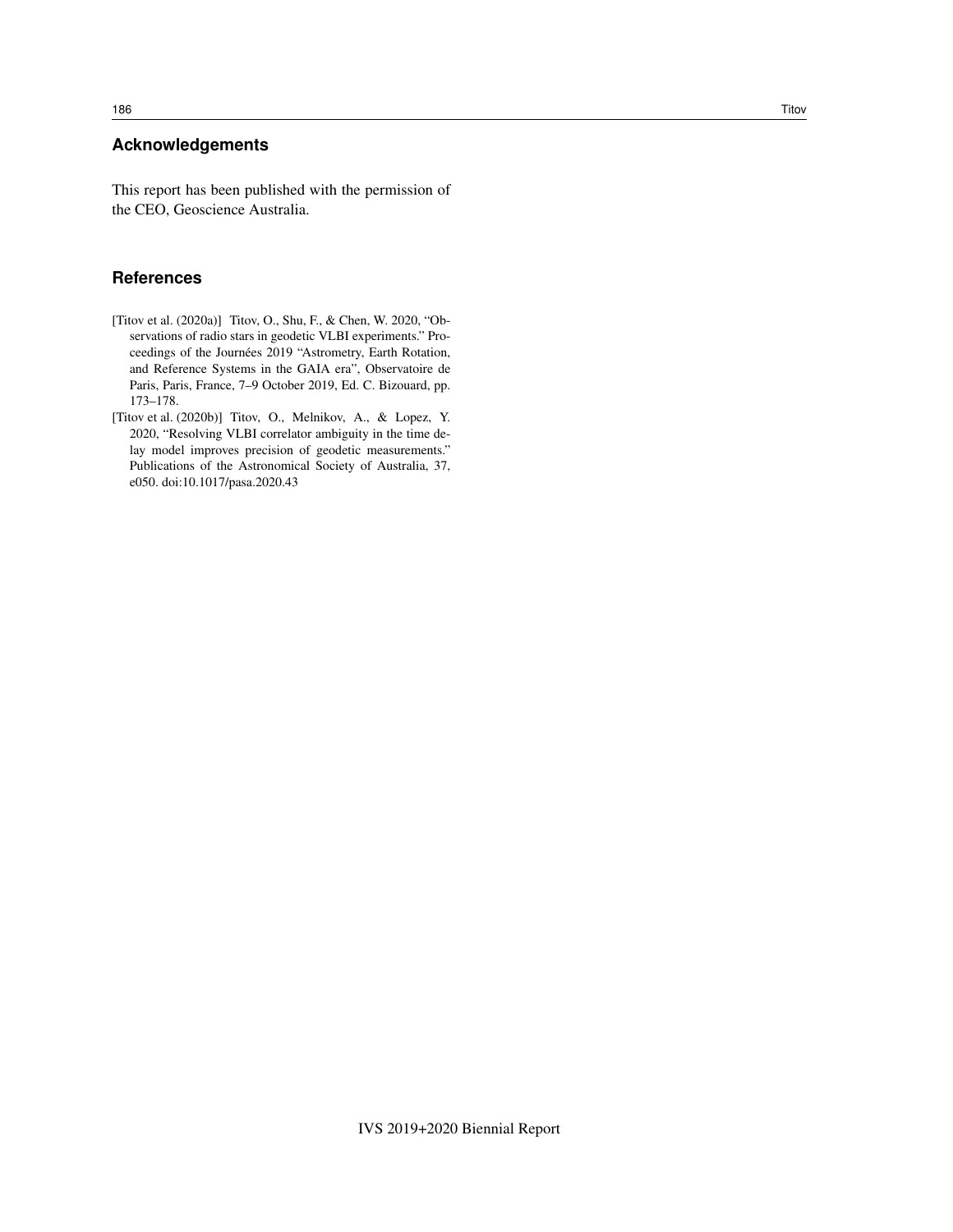## Acknowledgements

This report has been published with the permission of the CEO, Geoscience Australia.

## References

[Titov et al. (2020a)] Titov, O., Shu, F., & Chen, W. 2020, "Observations of radio stars in geodetic VLBI experiments." Proceedings of the Journées 2019 "Astrometry, Earth Rotation, and Reference Systems in the GAIA era", Observatoire de Paris, Paris, France, 7–9 October 2019, Ed. C. Bizouard, pp. 173–178.

[Titov et al. (2020b)] Titov, O., Melnikov, A., & Lopez, Y. 2020, "Resolving VLBI correlator ambiguity in the time delay model improves precision of geodetic measurements." Publications of the Astronomical Society of Australia, 37, e050. doi:10.1017/pasa.2020.43